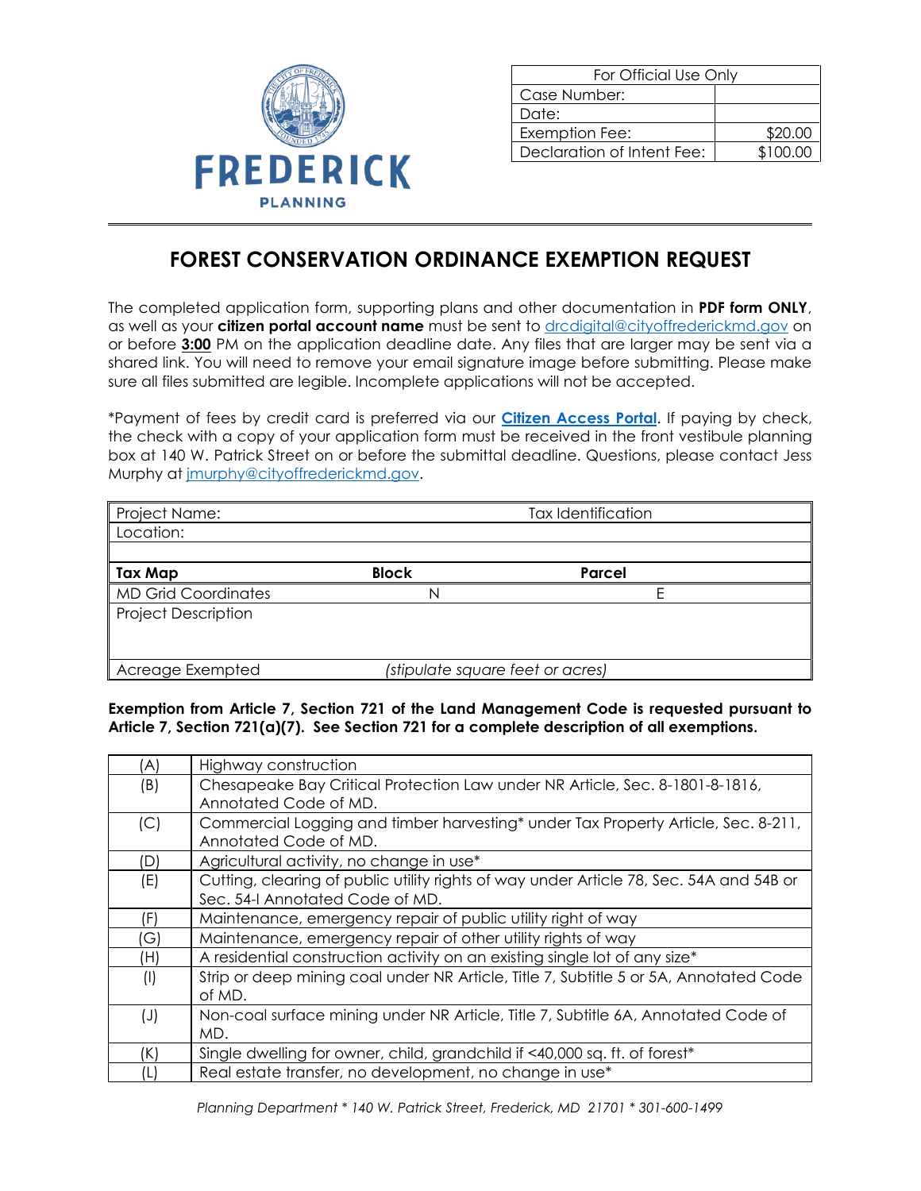FREDERICK
PLANNING

| For Official Use Only | |
|---|---|
| Case Number: | |
| Date: | |
| Exemption Fee: | $20.00 |
| Declaration of Intent Fee: | $100.00 |

# FOREST CONSERVATION ORDINANCE EXEMPTION REQUEST

The completed application form, supporting plans and other documentation in **PDF form ONLY**, as well as your **citizen portal account name** must be sent to drcdigital@cityoffrederickmd.gov on or before **3:00** PM on the application deadline date. Any files that are larger may be sent via a shared link. You will need to remove your email signature image before submitting. Please make sure all files submitted are legible. Incomplete applications will not be accepted.

*Payment of fees by credit card is preferred via our **Citizen Access Portal**. If paying by check, the check with a copy of your application form must be received in the front vestibule planning box at 140 W. Patrick Street on or before the submittal deadline. Questions, please contact Jess Murphy at jmurphy@cityoffrederickmd.gov.

| Project Name: | | Tax Identification |
|---|---|---|
| Location: | | |
| | | |
| **Tax Map** | **Block** | **Parcel** |
| MD Grid Coordinates | N | E |
| Project Description | | |
| Acreage Exempted | *(stipulate square feet or acres)* | |

**Exemption from Article 7, Section 721 of the Land Management Code is requested pursuant to Article 7, Section 721(a)(7). See Section 721 for a complete description of all exemptions.**

| | |
|---|---|
| (A) | Highway construction |
| (B) | Chesapeake Bay Critical Protection Law under NR Article, Sec. 8-1801-8-1816, Annotated Code of MD. |
| (C) | Commercial Logging and timber harvesting* under Tax Property Article, Sec. 8-211, Annotated Code of MD. |
| (D) | Agricultural activity, no change in use* |
| (E) | Cutting, clearing of public utility rights of way under Article 78, Sec. 54A and 54B or Sec. 54-I Annotated Code of MD. |
| (F) | Maintenance, emergency repair of public utility right of way |
| (G) | Maintenance, emergency repair of other utility rights of way |
| (H) | A residential construction activity on an existing single lot of any size* |
| (I) | Strip or deep mining coal under NR Article, Title 7, Subtitle 5 or 5A, Annotated Code of MD. |
| (J) | Non-coal surface mining under NR Article, Title 7, Subtitle 6A, Annotated Code of MD. |
| (K) | Single dwelling for owner, child, grandchild if <40,000 sq. ft. of forest* |
| (L) | Real estate transfer, no development, no change in use* |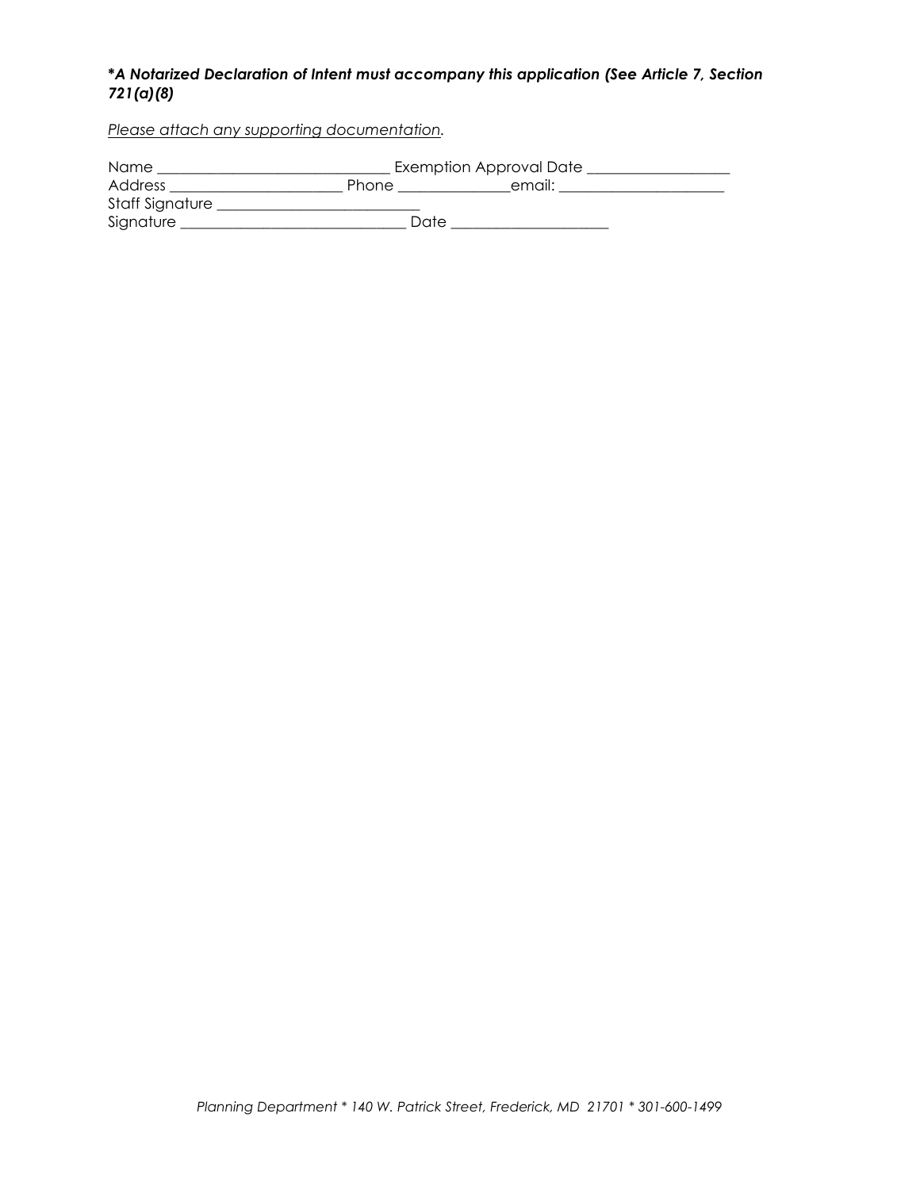***A Notarized Declaration of Intent must accompany this application (See Article 7, Section 721(a)(8)**

*Please attach any supporting documentation.*

Name ______________________________ Exemption Approval Date ___________________
Address _______________________ Phone _______________email: ______________________
Staff Signature ___________________________
Signature ______________________________ Date _____________________

*Planning Department * 140 W. Patrick Street, Frederick, MD 21701 * 301-600-1499*